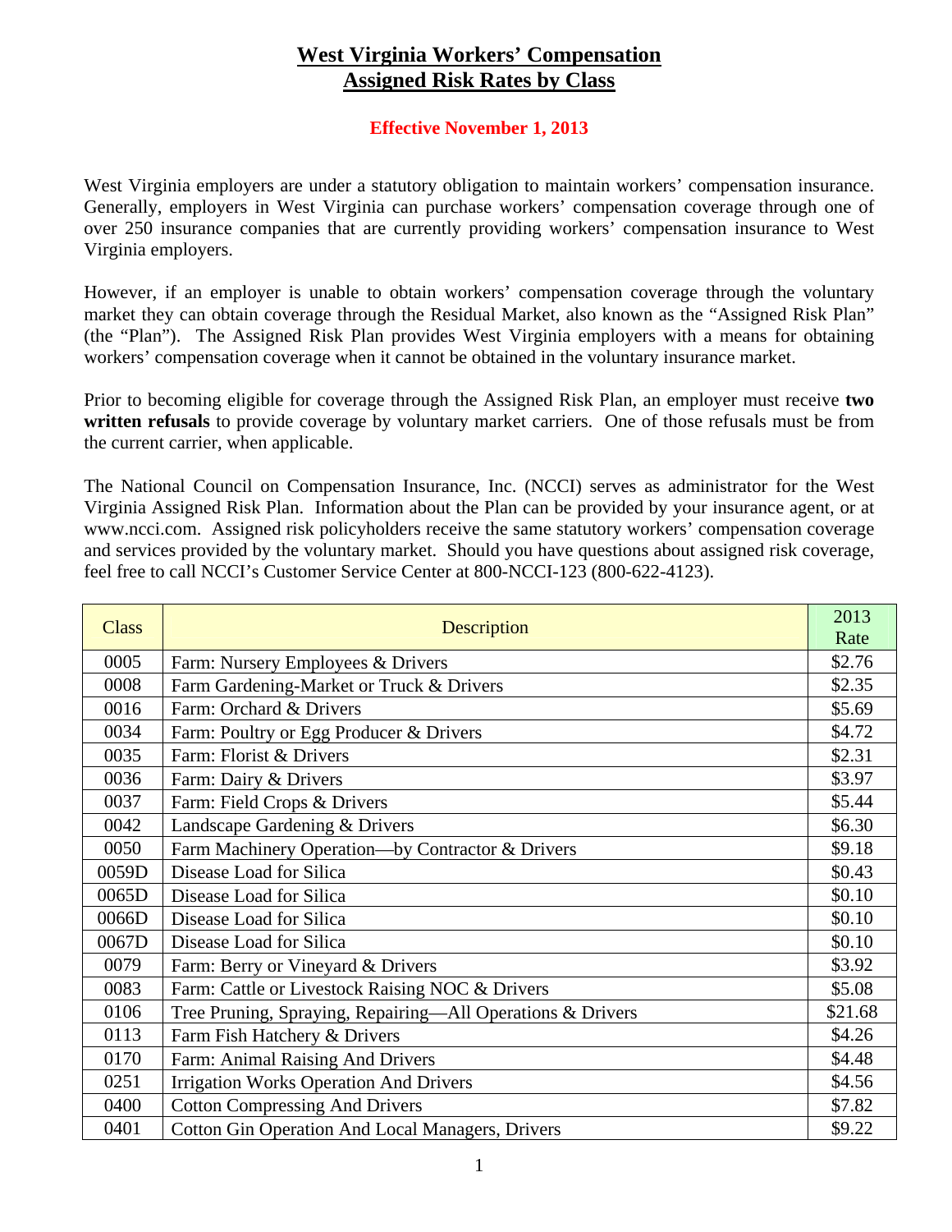# West Virginia Workers' Compensation
# Assigned Risk Rates by Class

**Effective November 1, 2013**

West Virginia employers are under a statutory obligation to maintain workers' compensation insurance. Generally, employers in West Virginia can purchase workers' compensation coverage through one of over 250 insurance companies that are currently providing workers' compensation insurance to West Virginia employers.

However, if an employer is unable to obtain workers' compensation coverage through the voluntary market they can obtain coverage through the Residual Market, also known as the "Assigned Risk Plan" (the "Plan"). The Assigned Risk Plan provides West Virginia employers with a means for obtaining workers' compensation coverage when it cannot be obtained in the voluntary insurance market.

Prior to becoming eligible for coverage through the Assigned Risk Plan, an employer must receive **two written refusals** to provide coverage by voluntary market carriers. One of those refusals must be from the current carrier, when applicable.

The National Council on Compensation Insurance, Inc. (NCCI) serves as administrator for the West Virginia Assigned Risk Plan. Information about the Plan can be provided by your insurance agent, or at www.ncci.com. Assigned risk policyholders receive the same statutory workers' compensation coverage and services provided by the voluntary market. Should you have questions about assigned risk coverage, feel free to call NCCI's Customer Service Center at 800-NCCI-123 (800-622-4123).

| Class | Description | 2013 Rate |
|---|---|---|
| 0005 | Farm: Nursery Employees & Drivers | $2.76 |
| 0008 | Farm Gardening-Market or Truck & Drivers | $2.35 |
| 0016 | Farm: Orchard & Drivers | $5.69 |
| 0034 | Farm: Poultry or Egg Producer & Drivers | $4.72 |
| 0035 | Farm: Florist & Drivers | $2.31 |
| 0036 | Farm: Dairy & Drivers | $3.97 |
| 0037 | Farm: Field Crops & Drivers | $5.44 |
| 0042 | Landscape Gardening & Drivers | $6.30 |
| 0050 | Farm Machinery Operation—by Contractor & Drivers | $9.18 |
| 0059D | Disease Load for Silica | $0.43 |
| 0065D | Disease Load for Silica | $0.10 |
| 0066D | Disease Load for Silica | $0.10 |
| 0067D | Disease Load for Silica | $0.10 |
| 0079 | Farm: Berry or Vineyard & Drivers | $3.92 |
| 0083 | Farm: Cattle or Livestock Raising NOC & Drivers | $5.08 |
| 0106 | Tree Pruning, Spraying, Repairing—All Operations & Drivers | $21.68 |
| 0113 | Farm Fish Hatchery & Drivers | $4.26 |
| 0170 | Farm: Animal Raising And Drivers | $4.48 |
| 0251 | Irrigation Works Operation And Drivers | $4.56 |
| 0400 | Cotton Compressing And Drivers | $7.82 |
| 0401 | Cotton Gin Operation And Local Managers, Drivers | $9.22 |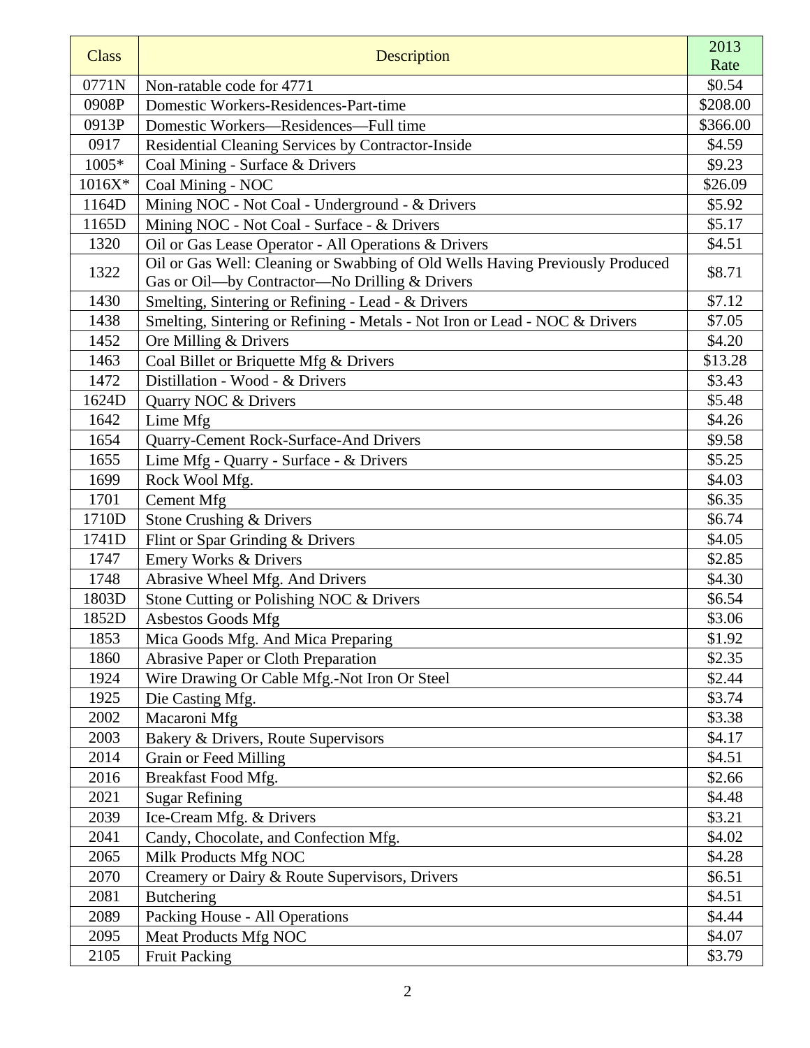| Class | Description | 2013 Rate |
|---|---|---|
| 0771N | Non-ratable code for 4771 | $0.54 |
| 0908P | Domestic Workers-Residences-Part-time | $208.00 |
| 0913P | Domestic Workers—Residences—Full time | $366.00 |
| 0917 | Residential Cleaning Services by Contractor-Inside | $4.59 |
| 1005* | Coal Mining - Surface & Drivers | $9.23 |
| 1016X* | Coal Mining - NOC | $26.09 |
| 1164D | Mining NOC - Not Coal - Underground - & Drivers | $5.92 |
| 1165D | Mining NOC - Not Coal - Surface - & Drivers | $5.17 |
| 1320 | Oil or Gas Lease Operator - All Operations & Drivers | $4.51 |
| 1322 | Oil or Gas Well: Cleaning or Swabbing of Old Wells Having Previously Produced Gas or Oil—by Contractor—No Drilling & Drivers | $8.71 |
| 1430 | Smelting, Sintering or Refining - Lead - & Drivers | $7.12 |
| 1438 | Smelting, Sintering or Refining - Metals - Not Iron or Lead - NOC & Drivers | $7.05 |
| 1452 | Ore Milling & Drivers | $4.20 |
| 1463 | Coal Billet or Briquette Mfg & Drivers | $13.28 |
| 1472 | Distillation - Wood - & Drivers | $3.43 |
| 1624D | Quarry NOC & Drivers | $5.48 |
| 1642 | Lime Mfg | $4.26 |
| 1654 | Quarry-Cement Rock-Surface-And Drivers | $9.58 |
| 1655 | Lime Mfg - Quarry - Surface - & Drivers | $5.25 |
| 1699 | Rock Wool Mfg. | $4.03 |
| 1701 | Cement Mfg | $6.35 |
| 1710D | Stone Crushing & Drivers | $6.74 |
| 1741D | Flint or Spar Grinding & Drivers | $4.05 |
| 1747 | Emery Works & Drivers | $2.85 |
| 1748 | Abrasive Wheel Mfg. And Drivers | $4.30 |
| 1803D | Stone Cutting or Polishing NOC & Drivers | $6.54 |
| 1852D | Asbestos Goods Mfg | $3.06 |
| 1853 | Mica Goods Mfg. And Mica Preparing | $1.92 |
| 1860 | Abrasive Paper or Cloth Preparation | $2.35 |
| 1924 | Wire Drawing Or Cable Mfg.-Not Iron Or Steel | $2.44 |
| 1925 | Die Casting Mfg. | $3.74 |
| 2002 | Macaroni Mfg | $3.38 |
| 2003 | Bakery & Drivers, Route Supervisors | $4.17 |
| 2014 | Grain or Feed Milling | $4.51 |
| 2016 | Breakfast Food Mfg. | $2.66 |
| 2021 | Sugar Refining | $4.48 |
| 2039 | Ice-Cream Mfg. & Drivers | $3.21 |
| 2041 | Candy, Chocolate, and Confection Mfg. | $4.02 |
| 2065 | Milk Products Mfg NOC | $4.28 |
| 2070 | Creamery or Dairy & Route Supervisors, Drivers | $6.51 |
| 2081 | Butchering | $4.51 |
| 2089 | Packing House - All Operations | $4.44 |
| 2095 | Meat Products Mfg NOC | $4.07 |
| 2105 | Fruit Packing | $3.79 |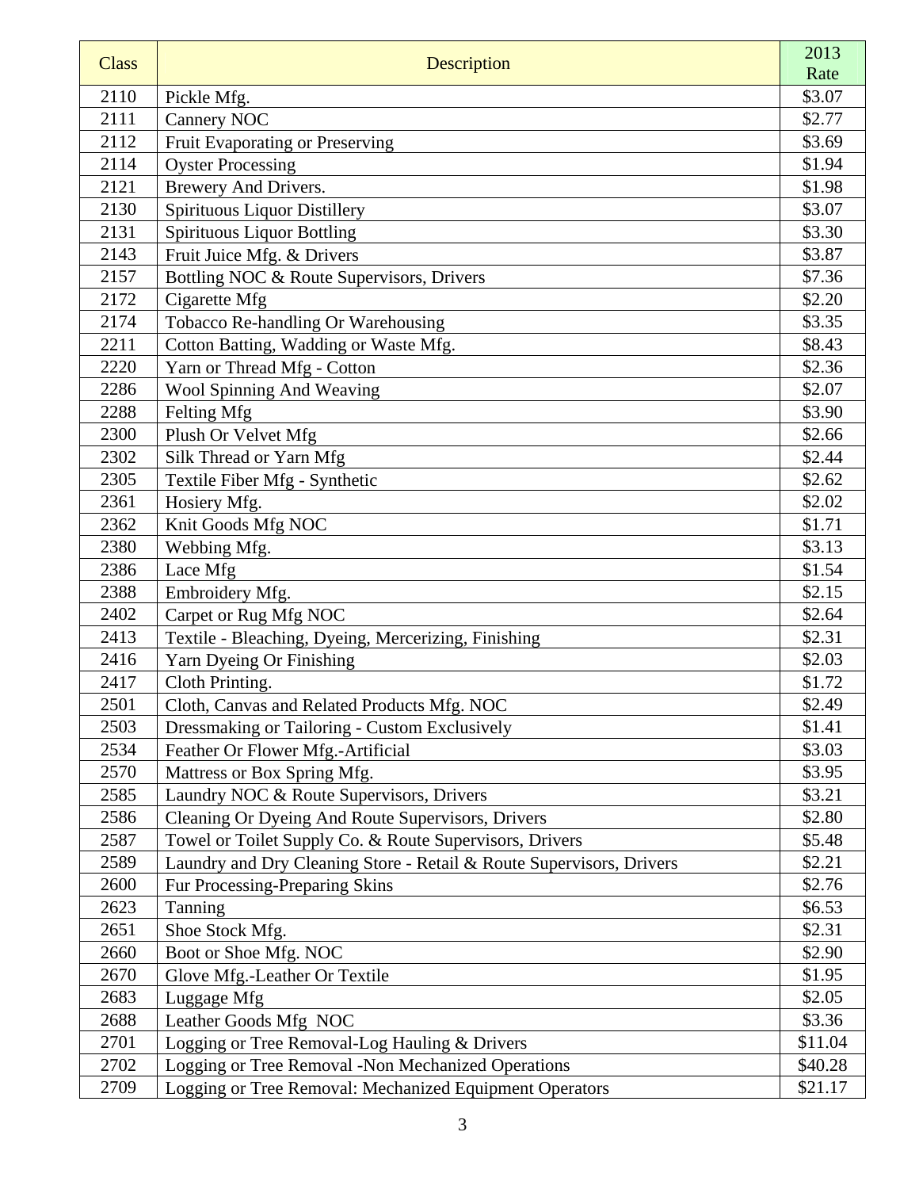| Class | Description | 2013 Rate |
|---|---|---|
| 2110 | Pickle Mfg. | $3.07 |
| 2111 | Cannery NOC | $2.77 |
| 2112 | Fruit Evaporating or Preserving | $3.69 |
| 2114 | Oyster Processing | $1.94 |
| 2121 | Brewery And Drivers. | $1.98 |
| 2130 | Spirituous Liquor Distillery | $3.07 |
| 2131 | Spirituous Liquor Bottling | $3.30 |
| 2143 | Fruit Juice Mfg. & Drivers | $3.87 |
| 2157 | Bottling NOC & Route Supervisors, Drivers | $7.36 |
| 2172 | Cigarette Mfg | $2.20 |
| 2174 | Tobacco Re-handling Or Warehousing | $3.35 |
| 2211 | Cotton Batting, Wadding or Waste Mfg. | $8.43 |
| 2220 | Yarn or Thread Mfg - Cotton | $2.36 |
| 2286 | Wool Spinning And Weaving | $2.07 |
| 2288 | Felting Mfg | $3.90 |
| 2300 | Plush Or Velvet Mfg | $2.66 |
| 2302 | Silk Thread or Yarn Mfg | $2.44 |
| 2305 | Textile Fiber Mfg - Synthetic | $2.62 |
| 2361 | Hosiery Mfg. | $2.02 |
| 2362 | Knit Goods Mfg NOC | $1.71 |
| 2380 | Webbing Mfg. | $3.13 |
| 2386 | Lace Mfg | $1.54 |
| 2388 | Embroidery Mfg. | $2.15 |
| 2402 | Carpet or Rug Mfg NOC | $2.64 |
| 2413 | Textile - Bleaching, Dyeing, Mercerizing, Finishing | $2.31 |
| 2416 | Yarn Dyeing Or Finishing | $2.03 |
| 2417 | Cloth Printing. | $1.72 |
| 2501 | Cloth, Canvas and Related Products Mfg. NOC | $2.49 |
| 2503 | Dressmaking or Tailoring - Custom Exclusively | $1.41 |
| 2534 | Feather Or Flower Mfg.-Artificial | $3.03 |
| 2570 | Mattress or Box Spring Mfg. | $3.95 |
| 2585 | Laundry NOC & Route Supervisors, Drivers | $3.21 |
| 2586 | Cleaning Or Dyeing And Route Supervisors, Drivers | $2.80 |
| 2587 | Towel or Toilet Supply Co. & Route Supervisors, Drivers | $5.48 |
| 2589 | Laundry and Dry Cleaning Store - Retail & Route Supervisors, Drivers | $2.21 |
| 2600 | Fur Processing-Preparing Skins | $2.76 |
| 2623 | Tanning | $6.53 |
| 2651 | Shoe Stock Mfg. | $2.31 |
| 2660 | Boot or Shoe Mfg. NOC | $2.90 |
| 2670 | Glove Mfg.-Leather Or Textile | $1.95 |
| 2683 | Luggage Mfg | $2.05 |
| 2688 | Leather Goods Mfg NOC | $3.36 |
| 2701 | Logging or Tree Removal-Log Hauling & Drivers | $11.04 |
| 2702 | Logging or Tree Removal -Non Mechanized Operations | $40.28 |
| 2709 | Logging or Tree Removal: Mechanized Equipment Operators | $21.17 |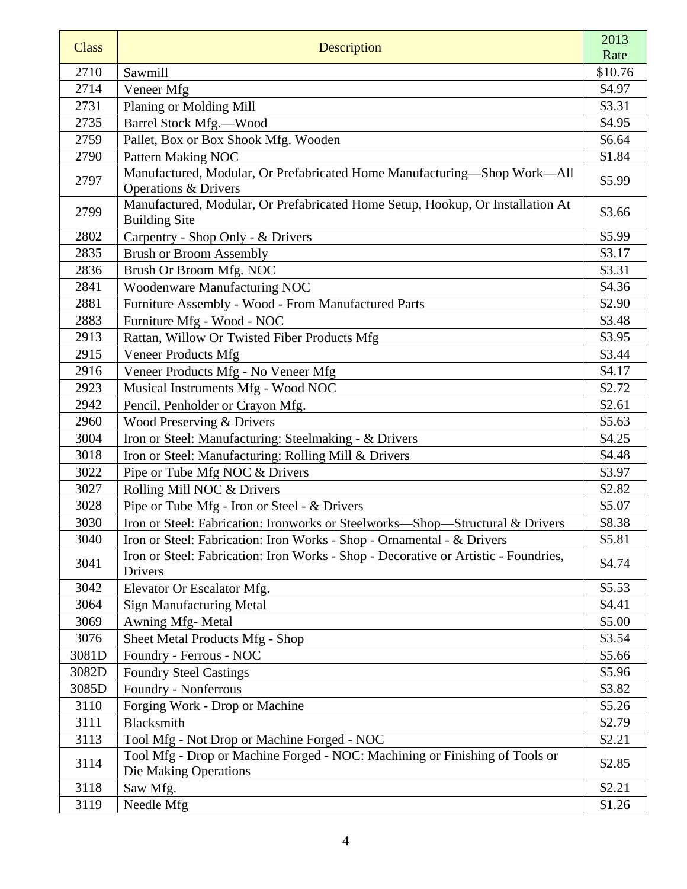| Class | Description | 2013 Rate |
|---|---|---|
| 2710 | Sawmill | $10.76 |
| 2714 | Veneer Mfg | $4.97 |
| 2731 | Planing or Molding Mill | $3.31 |
| 2735 | Barrel Stock Mfg.—Wood | $4.95 |
| 2759 | Pallet, Box or Box Shook Mfg. Wooden | $6.64 |
| 2790 | Pattern Making NOC | $1.84 |
| 2797 | Manufactured, Modular, Or Prefabricated Home Manufacturing—Shop Work—All Operations & Drivers | $5.99 |
| 2799 | Manufactured, Modular, Or Prefabricated Home Setup, Hookup, Or Installation At Building Site | $3.66 |
| 2802 | Carpentry - Shop Only - & Drivers | $5.99 |
| 2835 | Brush or Broom Assembly | $3.17 |
| 2836 | Brush Or Broom Mfg. NOC | $3.31 |
| 2841 | Woodenware Manufacturing NOC | $4.36 |
| 2881 | Furniture Assembly - Wood - From Manufactured Parts | $2.90 |
| 2883 | Furniture Mfg - Wood - NOC | $3.48 |
| 2913 | Rattan, Willow Or Twisted Fiber Products Mfg | $3.95 |
| 2915 | Veneer Products Mfg | $3.44 |
| 2916 | Veneer Products Mfg - No Veneer Mfg | $4.17 |
| 2923 | Musical Instruments Mfg - Wood NOC | $2.72 |
| 2942 | Pencil, Penholder or Crayon Mfg. | $2.61 |
| 2960 | Wood Preserving & Drivers | $5.63 |
| 3004 | Iron or Steel: Manufacturing: Steelmaking - & Drivers | $4.25 |
| 3018 | Iron or Steel: Manufacturing: Rolling Mill & Drivers | $4.48 |
| 3022 | Pipe or Tube Mfg NOC & Drivers | $3.97 |
| 3027 | Rolling Mill NOC & Drivers | $2.82 |
| 3028 | Pipe or Tube Mfg - Iron or Steel - & Drivers | $5.07 |
| 3030 | Iron or Steel: Fabrication: Ironworks or Steelworks—Shop—Structural & Drivers | $8.38 |
| 3040 | Iron or Steel: Fabrication: Iron Works - Shop - Ornamental - & Drivers | $5.81 |
| 3041 | Iron or Steel: Fabrication: Iron Works - Shop - Decorative or Artistic - Foundries, Drivers | $4.74 |
| 3042 | Elevator Or Escalator Mfg. | $5.53 |
| 3064 | Sign Manufacturing Metal | $4.41 |
| 3069 | Awning Mfg- Metal | $5.00 |
| 3076 | Sheet Metal Products Mfg - Shop | $3.54 |
| 3081D | Foundry - Ferrous - NOC | $5.66 |
| 3082D | Foundry Steel Castings | $5.96 |
| 3085D | Foundry - Nonferrous | $3.82 |
| 3110 | Forging Work - Drop or Machine | $5.26 |
| 3111 | Blacksmith | $2.79 |
| 3113 | Tool Mfg - Not Drop or Machine Forged - NOC | $2.21 |
| 3114 | Tool Mfg - Drop or Machine Forged - NOC: Machining or Finishing of Tools or Die Making Operations | $2.85 |
| 3118 | Saw Mfg. | $2.21 |
| 3119 | Needle Mfg | $1.26 |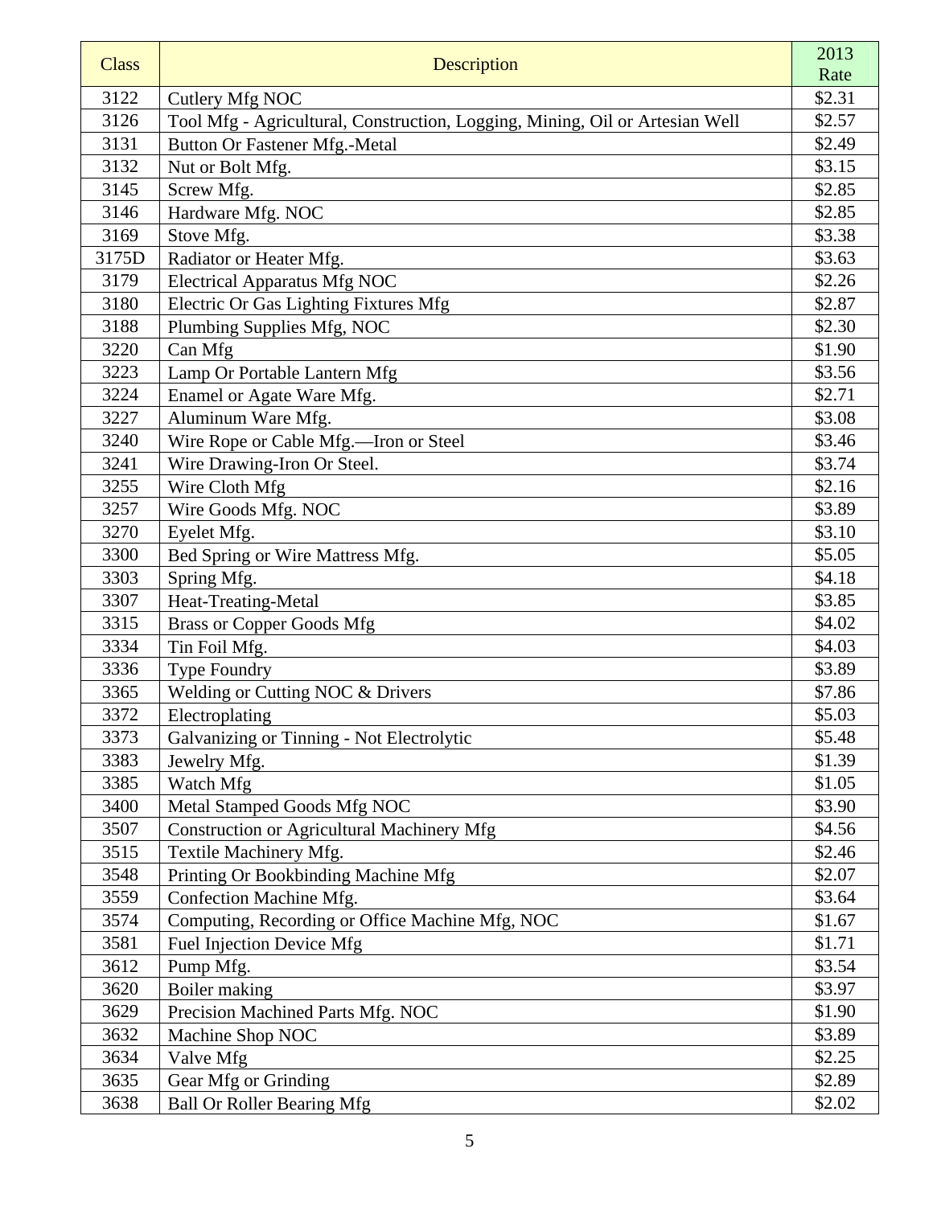| Class | Description | 2013 Rate |
|---|---|---|
| 3122 | Cutlery Mfg NOC | $2.31 |
| 3126 | Tool Mfg - Agricultural, Construction, Logging, Mining, Oil or Artesian Well | $2.57 |
| 3131 | Button Or Fastener Mfg.-Metal | $2.49 |
| 3132 | Nut or Bolt Mfg. | $3.15 |
| 3145 | Screw Mfg. | $2.85 |
| 3146 | Hardware Mfg. NOC | $2.85 |
| 3169 | Stove Mfg. | $3.38 |
| 3175D | Radiator or Heater Mfg. | $3.63 |
| 3179 | Electrical Apparatus Mfg NOC | $2.26 |
| 3180 | Electric Or Gas Lighting Fixtures Mfg | $2.87 |
| 3188 | Plumbing Supplies Mfg, NOC | $2.30 |
| 3220 | Can Mfg | $1.90 |
| 3223 | Lamp Or Portable Lantern Mfg | $3.56 |
| 3224 | Enamel or Agate Ware Mfg. | $2.71 |
| 3227 | Aluminum Ware Mfg. | $3.08 |
| 3240 | Wire Rope or Cable Mfg.—Iron or Steel | $3.46 |
| 3241 | Wire Drawing-Iron Or Steel. | $3.74 |
| 3255 | Wire Cloth Mfg | $2.16 |
| 3257 | Wire Goods Mfg. NOC | $3.89 |
| 3270 | Eyelet Mfg. | $3.10 |
| 3300 | Bed Spring or Wire Mattress Mfg. | $5.05 |
| 3303 | Spring Mfg. | $4.18 |
| 3307 | Heat-Treating-Metal | $3.85 |
| 3315 | Brass or Copper Goods Mfg | $4.02 |
| 3334 | Tin Foil Mfg. | $4.03 |
| 3336 | Type Foundry | $3.89 |
| 3365 | Welding or Cutting NOC & Drivers | $7.86 |
| 3372 | Electroplating | $5.03 |
| 3373 | Galvanizing or Tinning - Not Electrolytic | $5.48 |
| 3383 | Jewelry Mfg. | $1.39 |
| 3385 | Watch Mfg | $1.05 |
| 3400 | Metal Stamped Goods Mfg NOC | $3.90 |
| 3507 | Construction or Agricultural Machinery Mfg | $4.56 |
| 3515 | Textile Machinery Mfg. | $2.46 |
| 3548 | Printing Or Bookbinding Machine Mfg | $2.07 |
| 3559 | Confection Machine Mfg. | $3.64 |
| 3574 | Computing, Recording or Office Machine Mfg, NOC | $1.67 |
| 3581 | Fuel Injection Device Mfg | $1.71 |
| 3612 | Pump Mfg. | $3.54 |
| 3620 | Boiler making | $3.97 |
| 3629 | Precision Machined Parts Mfg. NOC | $1.90 |
| 3632 | Machine Shop NOC | $3.89 |
| 3634 | Valve Mfg | $2.25 |
| 3635 | Gear Mfg or Grinding | $2.89 |
| 3638 | Ball Or Roller Bearing Mfg | $2.02 |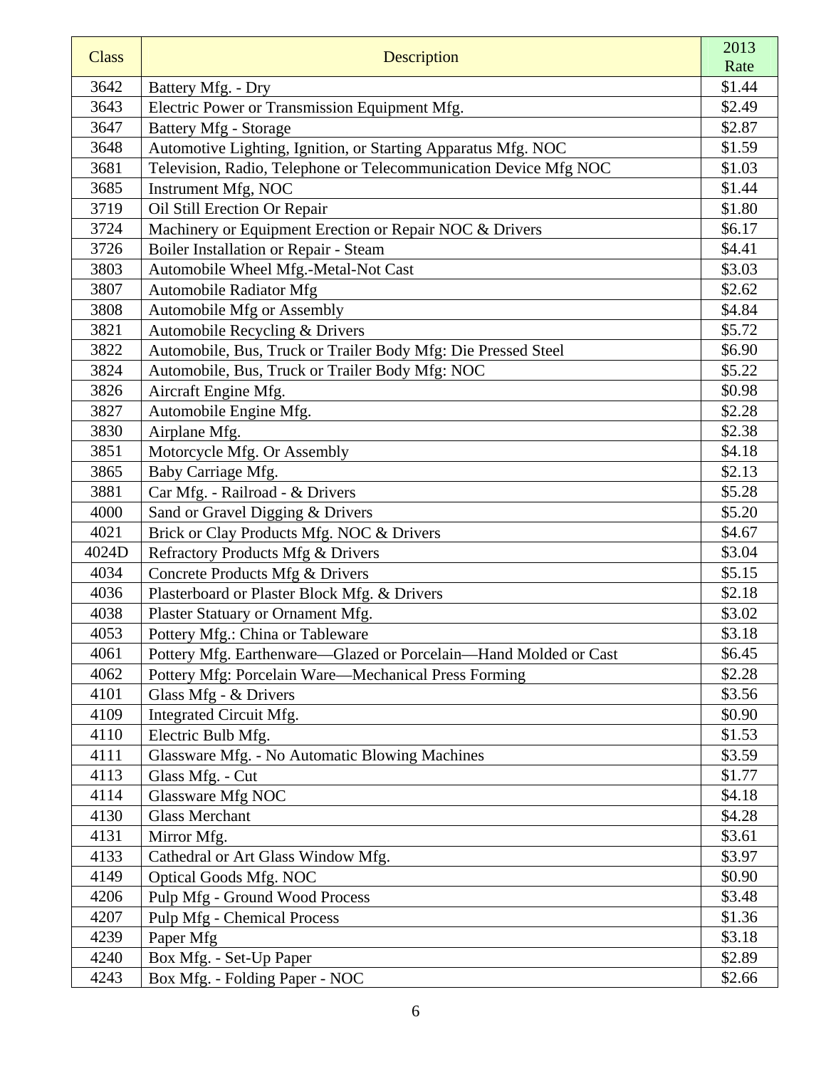| Class | Description | 2013 Rate |
| --- | --- | --- |
| 3642 | Battery Mfg. - Dry | $1.44 |
| 3643 | Electric Power or Transmission Equipment Mfg. | $2.49 |
| 3647 | Battery Mfg - Storage | $2.87 |
| 3648 | Automotive Lighting, Ignition, or Starting Apparatus Mfg. NOC | $1.59 |
| 3681 | Television, Radio, Telephone or Telecommunication Device Mfg NOC | $1.03 |
| 3685 | Instrument Mfg, NOC | $1.44 |
| 3719 | Oil Still Erection Or Repair | $1.80 |
| 3724 | Machinery or Equipment Erection or Repair NOC & Drivers | $6.17 |
| 3726 | Boiler Installation or Repair - Steam | $4.41 |
| 3803 | Automobile Wheel Mfg.-Metal-Not Cast | $3.03 |
| 3807 | Automobile Radiator Mfg | $2.62 |
| 3808 | Automobile Mfg or Assembly | $4.84 |
| 3821 | Automobile Recycling & Drivers | $5.72 |
| 3822 | Automobile, Bus, Truck or Trailer Body Mfg: Die Pressed Steel | $6.90 |
| 3824 | Automobile, Bus, Truck or Trailer Body Mfg: NOC | $5.22 |
| 3826 | Aircraft Engine Mfg. | $0.98 |
| 3827 | Automobile Engine Mfg. | $2.28 |
| 3830 | Airplane Mfg. | $2.38 |
| 3851 | Motorcycle Mfg. Or Assembly | $4.18 |
| 3865 | Baby Carriage Mfg. | $2.13 |
| 3881 | Car Mfg. - Railroad - & Drivers | $5.28 |
| 4000 | Sand or Gravel Digging & Drivers | $5.20 |
| 4021 | Brick or Clay Products Mfg. NOC & Drivers | $4.67 |
| 4024D | Refractory Products Mfg & Drivers | $3.04 |
| 4034 | Concrete Products Mfg & Drivers | $5.15 |
| 4036 | Plasterboard or Plaster Block Mfg. & Drivers | $2.18 |
| 4038 | Plaster Statuary or Ornament Mfg. | $3.02 |
| 4053 | Pottery Mfg.: China or Tableware | $3.18 |
| 4061 | Pottery Mfg. Earthenware—Glazed or Porcelain—Hand Molded or Cast | $6.45 |
| 4062 | Pottery Mfg: Porcelain Ware—Mechanical Press Forming | $2.28 |
| 4101 | Glass Mfg - & Drivers | $3.56 |
| 4109 | Integrated Circuit Mfg. | $0.90 |
| 4110 | Electric Bulb Mfg. | $1.53 |
| 4111 | Glassware Mfg. - No Automatic Blowing Machines | $3.59 |
| 4113 | Glass Mfg. - Cut | $1.77 |
| 4114 | Glassware Mfg NOC | $4.18 |
| 4130 | Glass Merchant | $4.28 |
| 4131 | Mirror Mfg. | $3.61 |
| 4133 | Cathedral or Art Glass Window Mfg. | $3.97 |
| 4149 | Optical Goods Mfg. NOC | $0.90 |
| 4206 | Pulp Mfg - Ground Wood Process | $3.48 |
| 4207 | Pulp Mfg - Chemical Process | $1.36 |
| 4239 | Paper Mfg | $3.18 |
| 4240 | Box Mfg. - Set-Up Paper | $2.89 |
| 4243 | Box Mfg. - Folding Paper - NOC | $2.66 |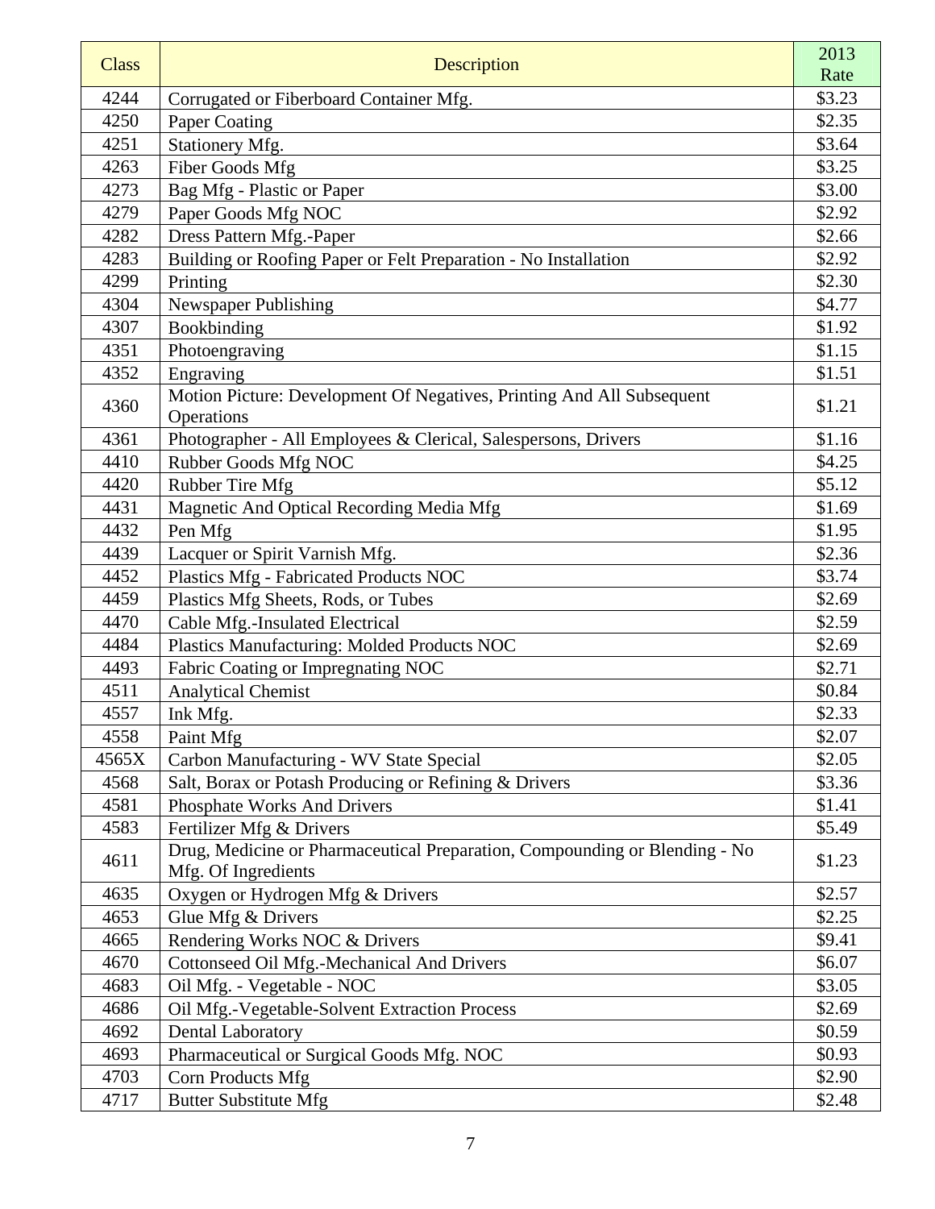| Class | Description | 2013 Rate |
|---|---|---|
| 4244 | Corrugated or Fiberboard Container Mfg. | $3.23 |
| 4250 | Paper Coating | $2.35 |
| 4251 | Stationery Mfg. | $3.64 |
| 4263 | Fiber Goods Mfg | $3.25 |
| 4273 | Bag Mfg - Plastic or Paper | $3.00 |
| 4279 | Paper Goods Mfg NOC | $2.92 |
| 4282 | Dress Pattern Mfg.-Paper | $2.66 |
| 4283 | Building or Roofing Paper or Felt Preparation - No Installation | $2.92 |
| 4299 | Printing | $2.30 |
| 4304 | Newspaper Publishing | $4.77 |
| 4307 | Bookbinding | $1.92 |
| 4351 | Photoengraving | $1.15 |
| 4352 | Engraving | $1.51 |
| 4360 | Motion Picture: Development Of Negatives, Printing And All Subsequent Operations | $1.21 |
| 4361 | Photographer - All Employees & Clerical, Salespersons, Drivers | $1.16 |
| 4410 | Rubber Goods Mfg NOC | $4.25 |
| 4420 | Rubber Tire Mfg | $5.12 |
| 4431 | Magnetic And Optical Recording Media Mfg | $1.69 |
| 4432 | Pen Mfg | $1.95 |
| 4439 | Lacquer or Spirit Varnish Mfg. | $2.36 |
| 4452 | Plastics Mfg - Fabricated Products NOC | $3.74 |
| 4459 | Plastics Mfg Sheets, Rods, or Tubes | $2.69 |
| 4470 | Cable Mfg.-Insulated Electrical | $2.59 |
| 4484 | Plastics Manufacturing: Molded Products NOC | $2.69 |
| 4493 | Fabric Coating or Impregnating NOC | $2.71 |
| 4511 | Analytical Chemist | $0.84 |
| 4557 | Ink Mfg. | $2.33 |
| 4558 | Paint Mfg | $2.07 |
| 4565X | Carbon Manufacturing - WV State Special | $2.05 |
| 4568 | Salt, Borax or Potash Producing or Refining & Drivers | $3.36 |
| 4581 | Phosphate Works And Drivers | $1.41 |
| 4583 | Fertilizer Mfg & Drivers | $5.49 |
| 4611 | Drug, Medicine or Pharmaceutical Preparation, Compounding or Blending - No Mfg. Of Ingredients | $1.23 |
| 4635 | Oxygen or Hydrogen Mfg & Drivers | $2.57 |
| 4653 | Glue Mfg & Drivers | $2.25 |
| 4665 | Rendering Works NOC & Drivers | $9.41 |
| 4670 | Cottonseed Oil Mfg.-Mechanical And Drivers | $6.07 |
| 4683 | Oil Mfg. - Vegetable - NOC | $3.05 |
| 4686 | Oil Mfg.-Vegetable-Solvent Extraction Process | $2.69 |
| 4692 | Dental Laboratory | $0.59 |
| 4693 | Pharmaceutical or Surgical Goods Mfg. NOC | $0.93 |
| 4703 | Corn Products Mfg | $2.90 |
| 4717 | Butter Substitute Mfg | $2.48 |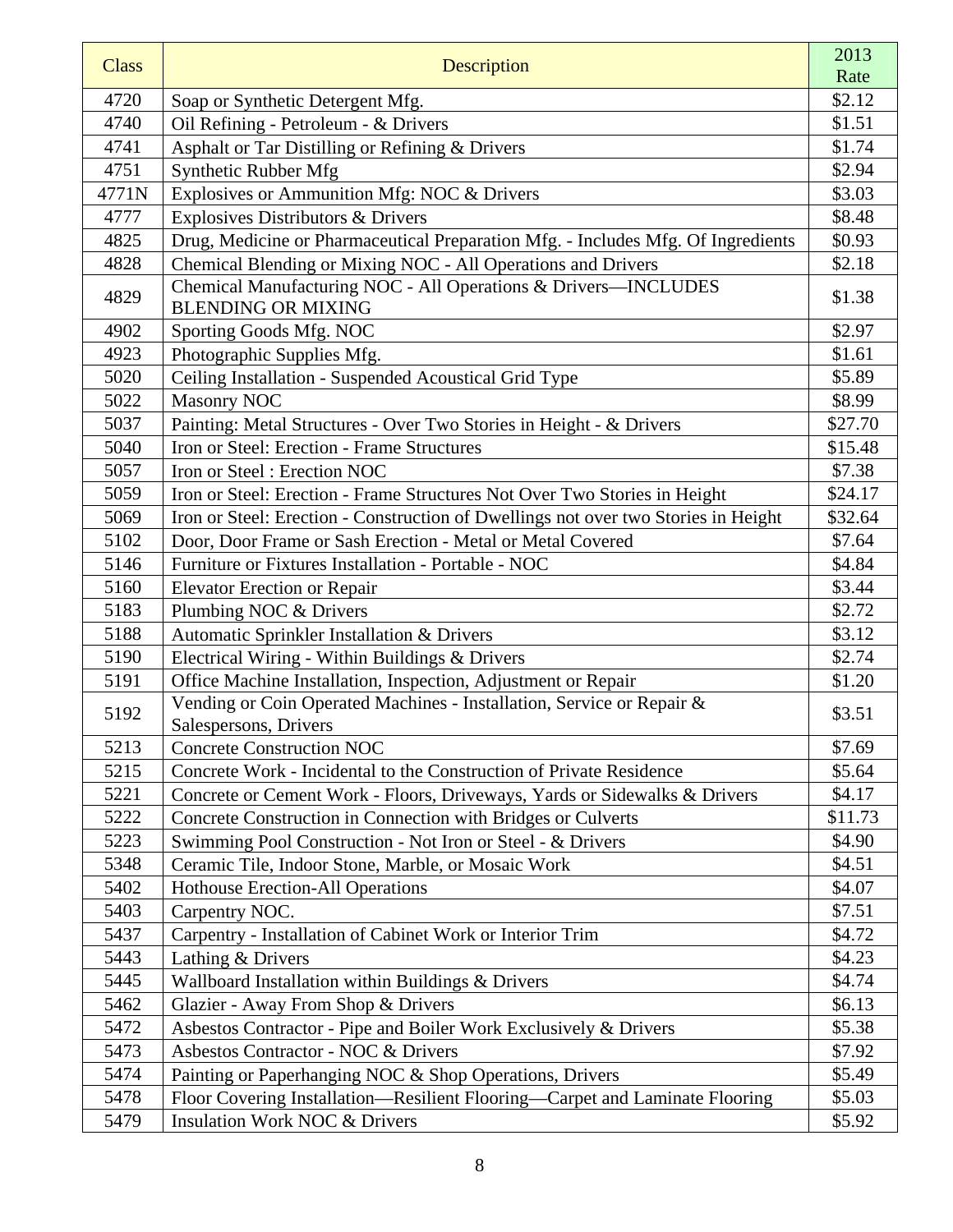| Class | Description | 2013 Rate |
|---|---|---|
| 4720 | Soap or Synthetic Detergent Mfg. | $2.12 |
| 4740 | Oil Refining - Petroleum - & Drivers | $1.51 |
| 4741 | Asphalt or Tar Distilling or Refining & Drivers | $1.74 |
| 4751 | Synthetic Rubber Mfg | $2.94 |
| 4771N | Explosives or Ammunition Mfg: NOC & Drivers | $3.03 |
| 4777 | Explosives Distributors & Drivers | $8.48 |
| 4825 | Drug, Medicine or Pharmaceutical Preparation Mfg. - Includes Mfg. Of Ingredients | $0.93 |
| 4828 | Chemical Blending or Mixing NOC - All Operations and Drivers | $2.18 |
| 4829 | Chemical Manufacturing NOC - All Operations & Drivers—INCLUDES BLENDING OR MIXING | $1.38 |
| 4902 | Sporting Goods Mfg. NOC | $2.97 |
| 4923 | Photographic Supplies Mfg. | $1.61 |
| 5020 | Ceiling Installation - Suspended Acoustical Grid Type | $5.89 |
| 5022 | Masonry NOC | $8.99 |
| 5037 | Painting: Metal Structures - Over Two Stories in Height - & Drivers | $27.70 |
| 5040 | Iron or Steel: Erection - Frame Structures | $15.48 |
| 5057 | Iron or Steel : Erection NOC | $7.38 |
| 5059 | Iron or Steel: Erection - Frame Structures Not Over Two Stories in Height | $24.17 |
| 5069 | Iron or Steel: Erection - Construction of Dwellings not over two Stories in Height | $32.64 |
| 5102 | Door, Door Frame or Sash Erection - Metal or Metal Covered | $7.64 |
| 5146 | Furniture or Fixtures Installation - Portable - NOC | $4.84 |
| 5160 | Elevator Erection or Repair | $3.44 |
| 5183 | Plumbing NOC & Drivers | $2.72 |
| 5188 | Automatic Sprinkler Installation & Drivers | $3.12 |
| 5190 | Electrical Wiring - Within Buildings & Drivers | $2.74 |
| 5191 | Office Machine Installation, Inspection, Adjustment or Repair | $1.20 |
| 5192 | Vending or Coin Operated Machines - Installation, Service or Repair & Salespersons, Drivers | $3.51 |
| 5213 | Concrete Construction NOC | $7.69 |
| 5215 | Concrete Work - Incidental to the Construction of Private Residence | $5.64 |
| 5221 | Concrete or Cement Work - Floors, Driveways, Yards or Sidewalks & Drivers | $4.17 |
| 5222 | Concrete Construction in Connection with Bridges or Culverts | $11.73 |
| 5223 | Swimming Pool Construction - Not Iron or Steel - & Drivers | $4.90 |
| 5348 | Ceramic Tile, Indoor Stone, Marble, or Mosaic Work | $4.51 |
| 5402 | Hothouse Erection-All Operations | $4.07 |
| 5403 | Carpentry NOC. | $7.51 |
| 5437 | Carpentry - Installation of Cabinet Work or Interior Trim | $4.72 |
| 5443 | Lathing & Drivers | $4.23 |
| 5445 | Wallboard Installation within Buildings & Drivers | $4.74 |
| 5462 | Glazier - Away From Shop & Drivers | $6.13 |
| 5472 | Asbestos Contractor - Pipe and Boiler Work Exclusively & Drivers | $5.38 |
| 5473 | Asbestos Contractor - NOC & Drivers | $7.92 |
| 5474 | Painting or Paperhanging NOC & Shop Operations, Drivers | $5.49 |
| 5478 | Floor Covering Installation—Resilient Flooring—Carpet and Laminate Flooring | $5.03 |
| 5479 | Insulation Work NOC & Drivers | $5.92 |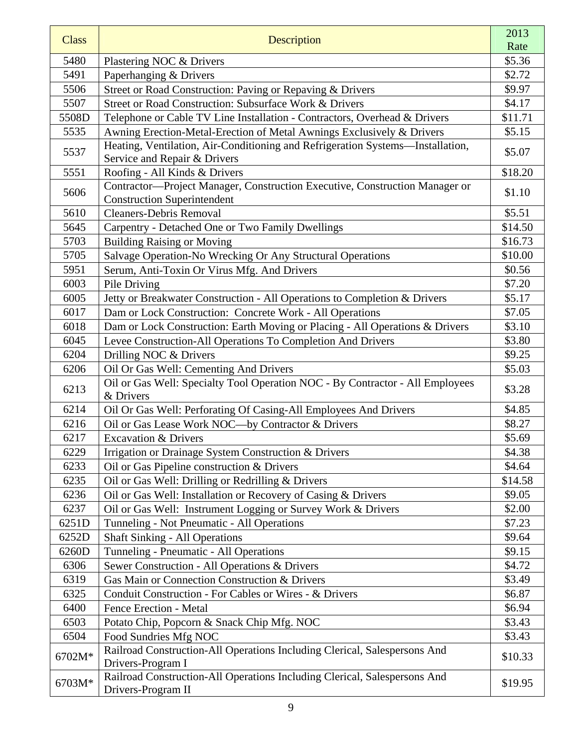| Class | Description | 2013 Rate |
|---|---|---|
| 5480 | Plastering NOC & Drivers | $5.36 |
| 5491 | Paperhanging & Drivers | $2.72 |
| 5506 | Street or Road Construction: Paving or Repaving & Drivers | $9.97 |
| 5507 | Street or Road Construction: Subsurface Work & Drivers | $4.17 |
| 5508D | Telephone or Cable TV Line Installation - Contractors, Overhead & Drivers | $11.71 |
| 5535 | Awning Erection-Metal-Erection of Metal Awnings Exclusively & Drivers | $5.15 |
| 5537 | Heating, Ventilation, Air-Conditioning and Refrigeration Systems—Installation, Service and Repair & Drivers | $5.07 |
| 5551 | Roofing - All Kinds & Drivers | $18.20 |
| 5606 | Contractor—Project Manager, Construction Executive, Construction Manager or Construction Superintendent | $1.10 |
| 5610 | Cleaners-Debris Removal | $5.51 |
| 5645 | Carpentry - Detached One or Two Family Dwellings | $14.50 |
| 5703 | Building Raising or Moving | $16.73 |
| 5705 | Salvage Operation-No Wrecking Or Any Structural Operations | $10.00 |
| 5951 | Serum, Anti-Toxin Or Virus Mfg. And Drivers | $0.56 |
| 6003 | Pile Driving | $7.20 |
| 6005 | Jetty or Breakwater Construction - All Operations to Completion & Drivers | $5.17 |
| 6017 | Dam or Lock Construction: Concrete Work - All Operations | $7.05 |
| 6018 | Dam or Lock Construction: Earth Moving or Placing - All Operations & Drivers | $3.10 |
| 6045 | Levee Construction-All Operations To Completion And Drivers | $3.80 |
| 6204 | Drilling NOC & Drivers | $9.25 |
| 6206 | Oil Or Gas Well: Cementing And Drivers | $5.03 |
| 6213 | Oil or Gas Well: Specialty Tool Operation NOC - By Contractor - All Employees & Drivers | $3.28 |
| 6214 | Oil Or Gas Well: Perforating Of Casing-All Employees And Drivers | $4.85 |
| 6216 | Oil or Gas Lease Work NOC—by Contractor & Drivers | $8.27 |
| 6217 | Excavation & Drivers | $5.69 |
| 6229 | Irrigation or Drainage System Construction & Drivers | $4.38 |
| 6233 | Oil or Gas Pipeline construction & Drivers | $4.64 |
| 6235 | Oil or Gas Well: Drilling or Redrilling & Drivers | $14.58 |
| 6236 | Oil or Gas Well: Installation or Recovery of Casing & Drivers | $9.05 |
| 6237 | Oil or Gas Well: Instrument Logging or Survey Work & Drivers | $2.00 |
| 6251D | Tunneling - Not Pneumatic - All Operations | $7.23 |
| 6252D | Shaft Sinking - All Operations | $9.64 |
| 6260D | Tunneling - Pneumatic - All Operations | $9.15 |
| 6306 | Sewer Construction - All Operations & Drivers | $4.72 |
| 6319 | Gas Main or Connection Construction & Drivers | $3.49 |
| 6325 | Conduit Construction - For Cables or Wires - & Drivers | $6.87 |
| 6400 | Fence Erection - Metal | $6.94 |
| 6503 | Potato Chip, Popcorn & Snack Chip Mfg. NOC | $3.43 |
| 6504 | Food Sundries Mfg NOC | $3.43 |
| 6702M* | Railroad Construction-All Operations Including Clerical, Salespersons And Drivers-Program I | $10.33 |
| 6703M* | Railroad Construction-All Operations Including Clerical, Salespersons And Drivers-Program II | $19.95 |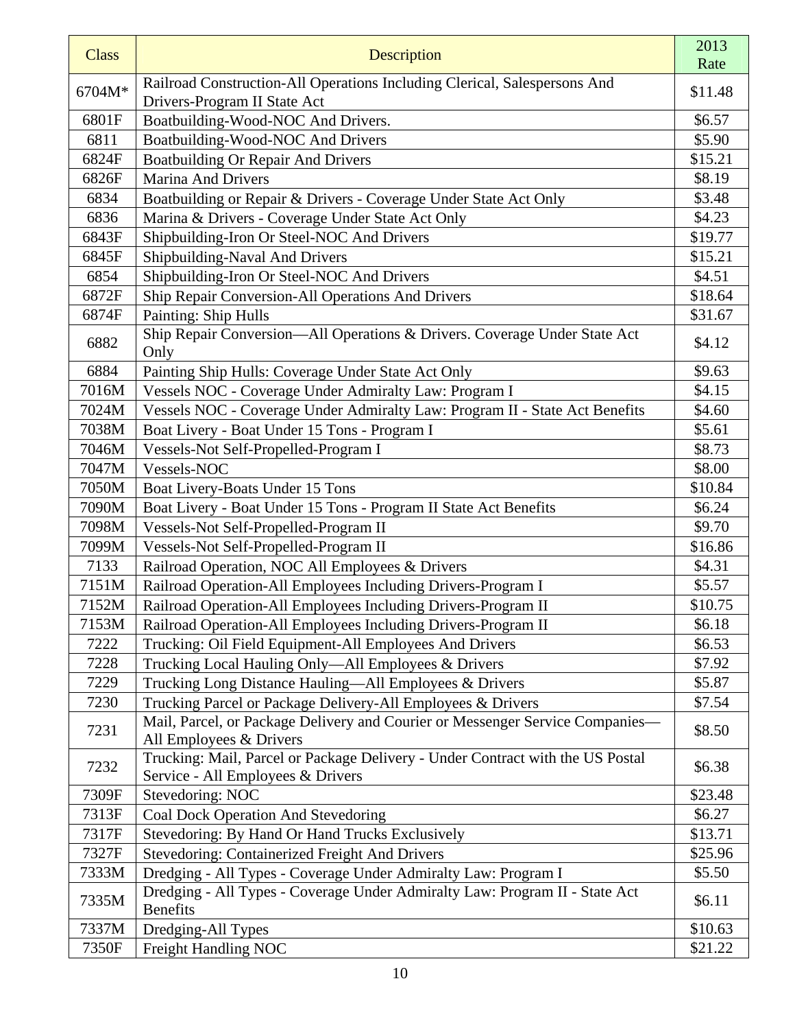| Class | Description | 2013 Rate |
| --- | --- | --- |
| 6704M* | Railroad Construction-All Operations Including Clerical, Salespersons And Drivers-Program II State Act | $11.48 |
| 6801F | Boatbuilding-Wood-NOC And Drivers. | $6.57 |
| 6811 | Boatbuilding-Wood-NOC And Drivers | $5.90 |
| 6824F | Boatbuilding Or Repair And Drivers | $15.21 |
| 6826F | Marina And Drivers | $8.19 |
| 6834 | Boatbuilding or Repair & Drivers - Coverage Under State Act Only | $3.48 |
| 6836 | Marina & Drivers - Coverage Under State Act Only | $4.23 |
| 6843F | Shipbuilding-Iron Or Steel-NOC And Drivers | $19.77 |
| 6845F | Shipbuilding-Naval And Drivers | $15.21 |
| 6854 | Shipbuilding-Iron Or Steel-NOC And Drivers | $4.51 |
| 6872F | Ship Repair Conversion-All Operations And Drivers | $18.64 |
| 6874F | Painting: Ship Hulls | $31.67 |
| 6882 | Ship Repair Conversion—All Operations & Drivers. Coverage Under State Act Only | $4.12 |
| 6884 | Painting Ship Hulls: Coverage Under State Act Only | $9.63 |
| 7016M | Vessels NOC - Coverage Under Admiralty Law: Program I | $4.15 |
| 7024M | Vessels NOC - Coverage Under Admiralty Law: Program II - State Act Benefits | $4.60 |
| 7038M | Boat Livery - Boat Under 15 Tons - Program I | $5.61 |
| 7046M | Vessels-Not Self-Propelled-Program I | $8.73 |
| 7047M | Vessels-NOC | $8.00 |
| 7050M | Boat Livery-Boats Under 15 Tons | $10.84 |
| 7090M | Boat Livery - Boat Under 15 Tons - Program II State Act Benefits | $6.24 |
| 7098M | Vessels-Not Self-Propelled-Program II | $9.70 |
| 7099M | Vessels-Not Self-Propelled-Program II | $16.86 |
| 7133 | Railroad Operation, NOC All Employees & Drivers | $4.31 |
| 7151M | Railroad Operation-All Employees Including Drivers-Program I | $5.57 |
| 7152M | Railroad Operation-All Employees Including Drivers-Program II | $10.75 |
| 7153M | Railroad Operation-All Employees Including Drivers-Program II | $6.18 |
| 7222 | Trucking: Oil Field Equipment-All Employees And Drivers | $6.53 |
| 7228 | Trucking Local Hauling Only—All Employees & Drivers | $7.92 |
| 7229 | Trucking Long Distance Hauling—All Employees & Drivers | $5.87 |
| 7230 | Trucking Parcel or Package Delivery-All Employees & Drivers | $7.54 |
| 7231 | Mail, Parcel, or Package Delivery and Courier or Messenger Service Companies—All Employees & Drivers | $8.50 |
| 7232 | Trucking: Mail, Parcel or Package Delivery - Under Contract with the US Postal Service - All Employees & Drivers | $6.38 |
| 7309F | Stevedoring: NOC | $23.48 |
| 7313F | Coal Dock Operation And Stevedoring | $6.27 |
| 7317F | Stevedoring: By Hand Or Hand Trucks Exclusively | $13.71 |
| 7327F | Stevedoring: Containerized Freight And Drivers | $25.96 |
| 7333M | Dredging - All Types - Coverage Under Admiralty Law: Program I | $5.50 |
| 7335M | Dredging - All Types - Coverage Under Admiralty Law: Program II - State Act Benefits | $6.11 |
| 7337M | Dredging-All Types | $10.63 |
| 7350F | Freight Handling NOC | $21.22 |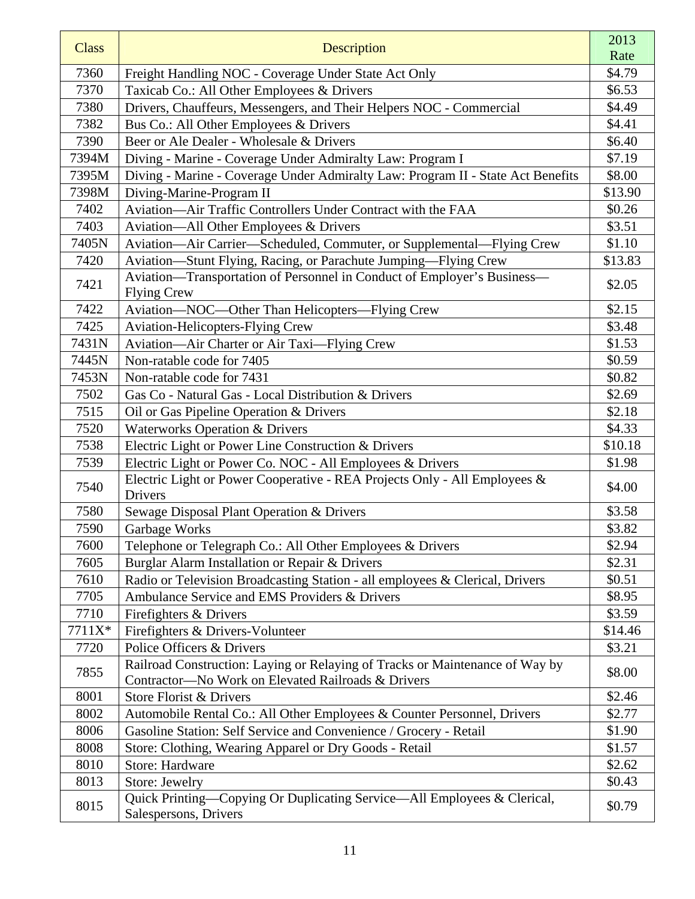| Class | Description | 2013 Rate |
|---|---|---|
| 7360 | Freight Handling NOC - Coverage Under State Act Only | $4.79 |
| 7370 | Taxicab Co.: All Other Employees & Drivers | $6.53 |
| 7380 | Drivers, Chauffeurs, Messengers, and Their Helpers NOC - Commercial | $4.49 |
| 7382 | Bus Co.: All Other Employees & Drivers | $4.41 |
| 7390 | Beer or Ale Dealer - Wholesale & Drivers | $6.40 |
| 7394M | Diving - Marine - Coverage Under Admiralty Law: Program I | $7.19 |
| 7395M | Diving - Marine - Coverage Under Admiralty Law: Program II - State Act Benefits | $8.00 |
| 7398M | Diving-Marine-Program II | $13.90 |
| 7402 | Aviation—Air Traffic Controllers Under Contract with the FAA | $0.26 |
| 7403 | Aviation—All Other Employees & Drivers | $3.51 |
| 7405N | Aviation—Air Carrier—Scheduled, Commuter, or Supplemental—Flying Crew | $1.10 |
| 7420 | Aviation—Stunt Flying, Racing, or Parachute Jumping—Flying Crew | $13.83 |
| 7421 | Aviation—Transportation of Personnel in Conduct of Employer's Business—Flying Crew | $2.05 |
| 7422 | Aviation—NOC—Other Than Helicopters—Flying Crew | $2.15 |
| 7425 | Aviation-Helicopters-Flying Crew | $3.48 |
| 7431N | Aviation—Air Charter or Air Taxi—Flying Crew | $1.53 |
| 7445N | Non-ratable code for 7405 | $0.59 |
| 7453N | Non-ratable code for 7431 | $0.82 |
| 7502 | Gas Co - Natural Gas - Local Distribution & Drivers | $2.69 |
| 7515 | Oil or Gas Pipeline Operation & Drivers | $2.18 |
| 7520 | Waterworks Operation & Drivers | $4.33 |
| 7538 | Electric Light or Power Line Construction & Drivers | $10.18 |
| 7539 | Electric Light or Power Co. NOC - All Employees & Drivers | $1.98 |
| 7540 | Electric Light or Power Cooperative - REA Projects Only - All Employees & Drivers | $4.00 |
| 7580 | Sewage Disposal Plant Operation & Drivers | $3.58 |
| 7590 | Garbage Works | $3.82 |
| 7600 | Telephone or Telegraph Co.: All Other Employees & Drivers | $2.94 |
| 7605 | Burglar Alarm Installation or Repair & Drivers | $2.31 |
| 7610 | Radio or Television Broadcasting Station - all employees & Clerical, Drivers | $0.51 |
| 7705 | Ambulance Service and EMS Providers & Drivers | $8.95 |
| 7710 | Firefighters & Drivers | $3.59 |
| 7711X* | Firefighters & Drivers-Volunteer | $14.46 |
| 7720 | Police Officers & Drivers | $3.21 |
| 7855 | Railroad Construction: Laying or Relaying of Tracks or Maintenance of Way by Contractor—No Work on Elevated Railroads & Drivers | $8.00 |
| 8001 | Store Florist & Drivers | $2.46 |
| 8002 | Automobile Rental Co.: All Other Employees & Counter Personnel, Drivers | $2.77 |
| 8006 | Gasoline Station: Self Service and Convenience / Grocery - Retail | $1.90 |
| 8008 | Store: Clothing, Wearing Apparel or Dry Goods - Retail | $1.57 |
| 8010 | Store: Hardware | $2.62 |
| 8013 | Store: Jewelry | $0.43 |
| 8015 | Quick Printing—Copying Or Duplicating Service—All Employees & Clerical, Salespersons, Drivers | $0.79 |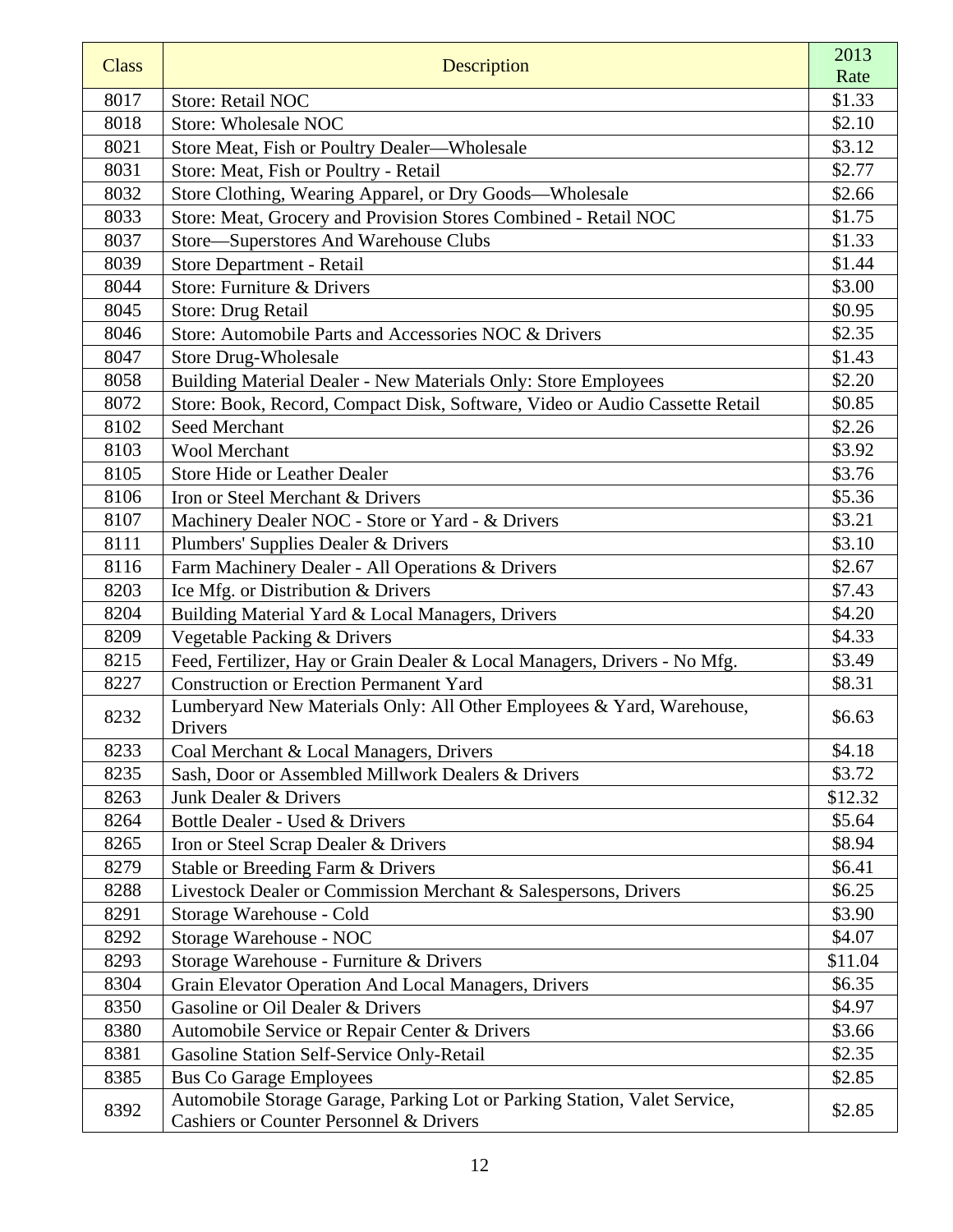| Class | Description | 2013 Rate |
|---|---|---|
| 8017 | Store: Retail NOC | $1.33 |
| 8018 | Store: Wholesale NOC | $2.10 |
| 8021 | Store Meat, Fish or Poultry Dealer—Wholesale | $3.12 |
| 8031 | Store: Meat, Fish or Poultry - Retail | $2.77 |
| 8032 | Store Clothing, Wearing Apparel, or Dry Goods—Wholesale | $2.66 |
| 8033 | Store: Meat, Grocery and Provision Stores Combined - Retail NOC | $1.75 |
| 8037 | Store—Superstores And Warehouse Clubs | $1.33 |
| 8039 | Store Department - Retail | $1.44 |
| 8044 | Store: Furniture & Drivers | $3.00 |
| 8045 | Store: Drug Retail | $0.95 |
| 8046 | Store: Automobile Parts and Accessories NOC & Drivers | $2.35 |
| 8047 | Store Drug-Wholesale | $1.43 |
| 8058 | Building Material Dealer - New Materials Only: Store Employees | $2.20 |
| 8072 | Store: Book, Record, Compact Disk, Software, Video or Audio Cassette Retail | $0.85 |
| 8102 | Seed Merchant | $2.26 |
| 8103 | Wool Merchant | $3.92 |
| 8105 | Store Hide or Leather Dealer | $3.76 |
| 8106 | Iron or Steel Merchant & Drivers | $5.36 |
| 8107 | Machinery Dealer NOC - Store or Yard - & Drivers | $3.21 |
| 8111 | Plumbers' Supplies Dealer & Drivers | $3.10 |
| 8116 | Farm Machinery Dealer - All Operations & Drivers | $2.67 |
| 8203 | Ice Mfg. or Distribution & Drivers | $7.43 |
| 8204 | Building Material Yard & Local Managers, Drivers | $4.20 |
| 8209 | Vegetable Packing & Drivers | $4.33 |
| 8215 | Feed, Fertilizer, Hay or Grain Dealer & Local Managers, Drivers - No Mfg. | $3.49 |
| 8227 | Construction or Erection Permanent Yard | $8.31 |
| 8232 | Lumberyard New Materials Only: All Other Employees & Yard, Warehouse, Drivers | $6.63 |
| 8233 | Coal Merchant & Local Managers, Drivers | $4.18 |
| 8235 | Sash, Door or Assembled Millwork Dealers & Drivers | $3.72 |
| 8263 | Junk Dealer & Drivers | $12.32 |
| 8264 | Bottle Dealer - Used & Drivers | $5.64 |
| 8265 | Iron or Steel Scrap Dealer & Drivers | $8.94 |
| 8279 | Stable or Breeding Farm & Drivers | $6.41 |
| 8288 | Livestock Dealer or Commission Merchant & Salespersons, Drivers | $6.25 |
| 8291 | Storage Warehouse - Cold | $3.90 |
| 8292 | Storage Warehouse - NOC | $4.07 |
| 8293 | Storage Warehouse - Furniture & Drivers | $11.04 |
| 8304 | Grain Elevator Operation And Local Managers, Drivers | $6.35 |
| 8350 | Gasoline or Oil Dealer & Drivers | $4.97 |
| 8380 | Automobile Service or Repair Center & Drivers | $3.66 |
| 8381 | Gasoline Station Self-Service Only-Retail | $2.35 |
| 8385 | Bus Co Garage Employees | $2.85 |
| 8392 | Automobile Storage Garage, Parking Lot or Parking Station, Valet Service, Cashiers or Counter Personnel & Drivers | $2.85 |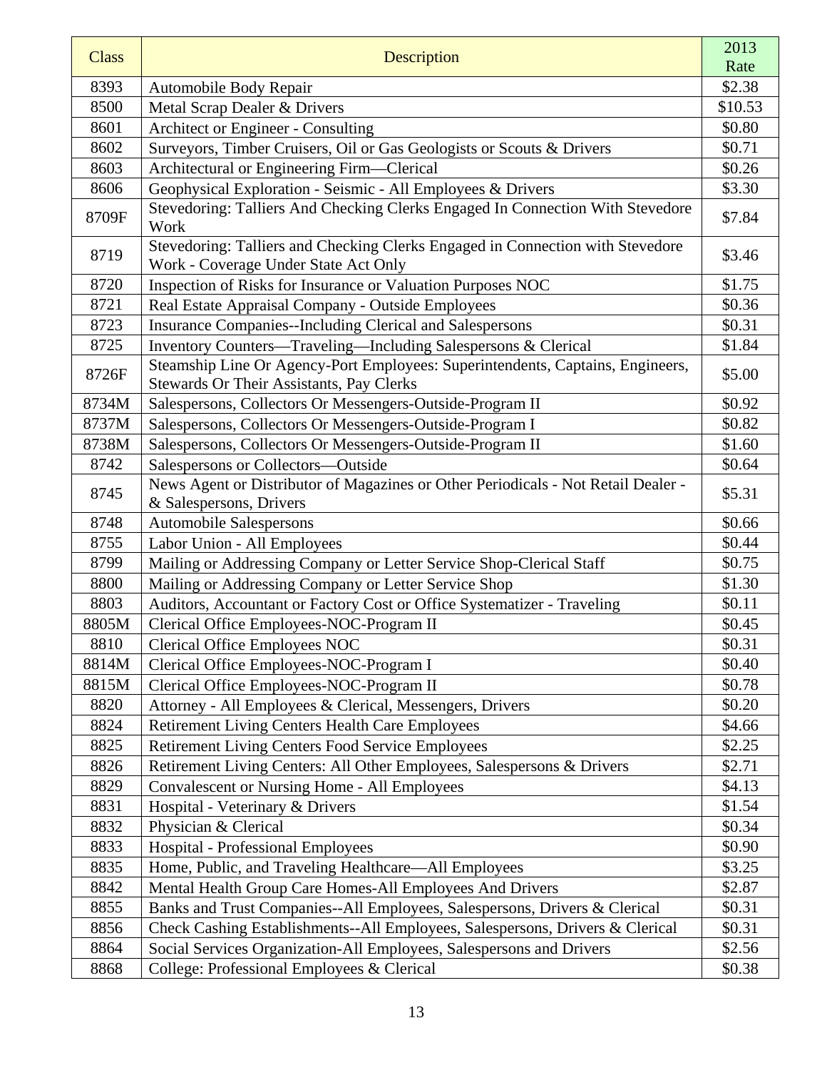| Class | Description | 2013 Rate |
|---|---|---|
| 8393 | Automobile Body Repair | $2.38 |
| 8500 | Metal Scrap Dealer & Drivers | $10.53 |
| 8601 | Architect or Engineer - Consulting | $0.80 |
| 8602 | Surveyors, Timber Cruisers, Oil or Gas Geologists or Scouts & Drivers | $0.71 |
| 8603 | Architectural or Engineering Firm—Clerical | $0.26 |
| 8606 | Geophysical Exploration - Seismic - All Employees & Drivers | $3.30 |
| 8709F | Stevedoring: Talliers And Checking Clerks Engaged In Connection With Stevedore Work | $7.84 |
| 8719 | Stevedoring: Talliers and Checking Clerks Engaged in Connection with Stevedore Work - Coverage Under State Act Only | $3.46 |
| 8720 | Inspection of Risks for Insurance or Valuation Purposes NOC | $1.75 |
| 8721 | Real Estate Appraisal Company - Outside Employees | $0.36 |
| 8723 | Insurance Companies--Including Clerical and Salespersons | $0.31 |
| 8725 | Inventory Counters—Traveling—Including Salespersons & Clerical | $1.84 |
| 8726F | Steamship Line Or Agency-Port Employees: Superintendents, Captains, Engineers, Stewards Or Their Assistants, Pay Clerks | $5.00 |
| 8734M | Salespersons, Collectors Or Messengers-Outside-Program II | $0.92 |
| 8737M | Salespersons, Collectors Or Messengers-Outside-Program I | $0.82 |
| 8738M | Salespersons, Collectors Or Messengers-Outside-Program II | $1.60 |
| 8742 | Salespersons or Collectors—Outside | $0.64 |
| 8745 | News Agent or Distributor of Magazines or Other Periodicals - Not Retail Dealer - & Salespersons, Drivers | $5.31 |
| 8748 | Automobile Salespersons | $0.66 |
| 8755 | Labor Union - All Employees | $0.44 |
| 8799 | Mailing or Addressing Company or Letter Service Shop-Clerical Staff | $0.75 |
| 8800 | Mailing or Addressing Company or Letter Service Shop | $1.30 |
| 8803 | Auditors, Accountant or Factory Cost or Office Systematizer - Traveling | $0.11 |
| 8805M | Clerical Office Employees-NOC-Program II | $0.45 |
| 8810 | Clerical Office Employees NOC | $0.31 |
| 8814M | Clerical Office Employees-NOC-Program I | $0.40 |
| 8815M | Clerical Office Employees-NOC-Program II | $0.78 |
| 8820 | Attorney - All Employees & Clerical, Messengers, Drivers | $0.20 |
| 8824 | Retirement Living Centers Health Care Employees | $4.66 |
| 8825 | Retirement Living Centers Food Service Employees | $2.25 |
| 8826 | Retirement Living Centers: All Other Employees, Salespersons & Drivers | $2.71 |
| 8829 | Convalescent or Nursing Home - All Employees | $4.13 |
| 8831 | Hospital - Veterinary & Drivers | $1.54 |
| 8832 | Physician & Clerical | $0.34 |
| 8833 | Hospital - Professional Employees | $0.90 |
| 8835 | Home, Public, and Traveling Healthcare—All Employees | $3.25 |
| 8842 | Mental Health Group Care Homes-All Employees And Drivers | $2.87 |
| 8855 | Banks and Trust Companies--All Employees, Salespersons, Drivers & Clerical | $0.31 |
| 8856 | Check Cashing Establishments--All Employees, Salespersons, Drivers & Clerical | $0.31 |
| 8864 | Social Services Organization-All Employees, Salespersons and Drivers | $2.56 |
| 8868 | College: Professional Employees & Clerical | $0.38 |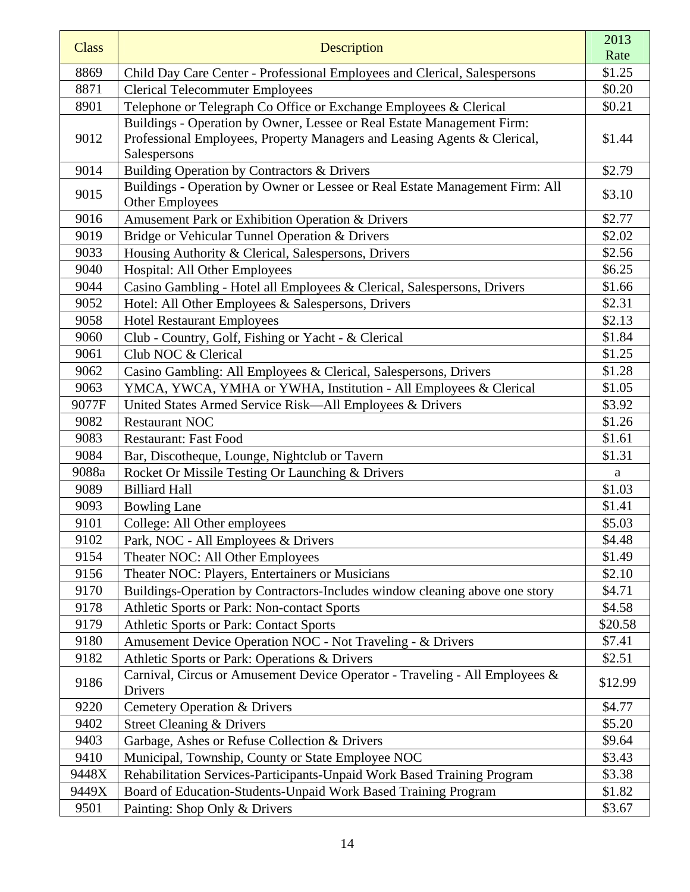| Class | Description | 2013 Rate |
|---|---|---|
| 8869 | Child Day Care Center - Professional Employees and Clerical, Salespersons | $1.25 |
| 8871 | Clerical Telecommuter Employees | $0.20 |
| 8901 | Telephone or Telegraph Co Office or Exchange Employees & Clerical | $0.21 |
| 9012 | Buildings - Operation by Owner, Lessee or Real Estate Management Firm: Professional Employees, Property Managers and Leasing Agents & Clerical, Salespersons | $1.44 |
| 9014 | Building Operation by Contractors & Drivers | $2.79 |
| 9015 | Buildings - Operation by Owner or Lessee or Real Estate Management Firm: All Other Employees | $3.10 |
| 9016 | Amusement Park or Exhibition Operation & Drivers | $2.77 |
| 9019 | Bridge or Vehicular Tunnel Operation & Drivers | $2.02 |
| 9033 | Housing Authority & Clerical, Salespersons, Drivers | $2.56 |
| 9040 | Hospital: All Other Employees | $6.25 |
| 9044 | Casino Gambling - Hotel all Employees & Clerical, Salespersons, Drivers | $1.66 |
| 9052 | Hotel: All Other Employees & Salespersons, Drivers | $2.31 |
| 9058 | Hotel Restaurant Employees | $2.13 |
| 9060 | Club - Country, Golf, Fishing or Yacht - & Clerical | $1.84 |
| 9061 | Club NOC & Clerical | $1.25 |
| 9062 | Casino Gambling: All Employees & Clerical, Salespersons, Drivers | $1.28 |
| 9063 | YMCA, YWCA, YMHA or YWHA, Institution - All Employees & Clerical | $1.05 |
| 9077F | United States Armed Service Risk—All Employees & Drivers | $3.92 |
| 9082 | Restaurant NOC | $1.26 |
| 9083 | Restaurant: Fast Food | $1.61 |
| 9084 | Bar, Discotheque, Lounge, Nightclub or Tavern | $1.31 |
| 9088a | Rocket Or Missile Testing Or Launching & Drivers | a |
| 9089 | Billiard Hall | $1.03 |
| 9093 | Bowling Lane | $1.41 |
| 9101 | College: All Other employees | $5.03 |
| 9102 | Park, NOC - All Employees & Drivers | $4.48 |
| 9154 | Theater NOC: All Other Employees | $1.49 |
| 9156 | Theater NOC: Players, Entertainers or Musicians | $2.10 |
| 9170 | Buildings-Operation by Contractors-Includes window cleaning above one story | $4.71 |
| 9178 | Athletic Sports or Park: Non-contact Sports | $4.58 |
| 9179 | Athletic Sports or Park: Contact Sports | $20.58 |
| 9180 | Amusement Device Operation NOC - Not Traveling - & Drivers | $7.41 |
| 9182 | Athletic Sports or Park: Operations & Drivers | $2.51 |
| 9186 | Carnival, Circus or Amusement Device Operator - Traveling - All Employees & Drivers | $12.99 |
| 9220 | Cemetery Operation & Drivers | $4.77 |
| 9402 | Street Cleaning & Drivers | $5.20 |
| 9403 | Garbage, Ashes or Refuse Collection & Drivers | $9.64 |
| 9410 | Municipal, Township, County or State Employee NOC | $3.43 |
| 9448X | Rehabilitation Services-Participants-Unpaid Work Based Training Program | $3.38 |
| 9449X | Board of Education-Students-Unpaid Work Based Training Program | $1.82 |
| 9501 | Painting: Shop Only & Drivers | $3.67 |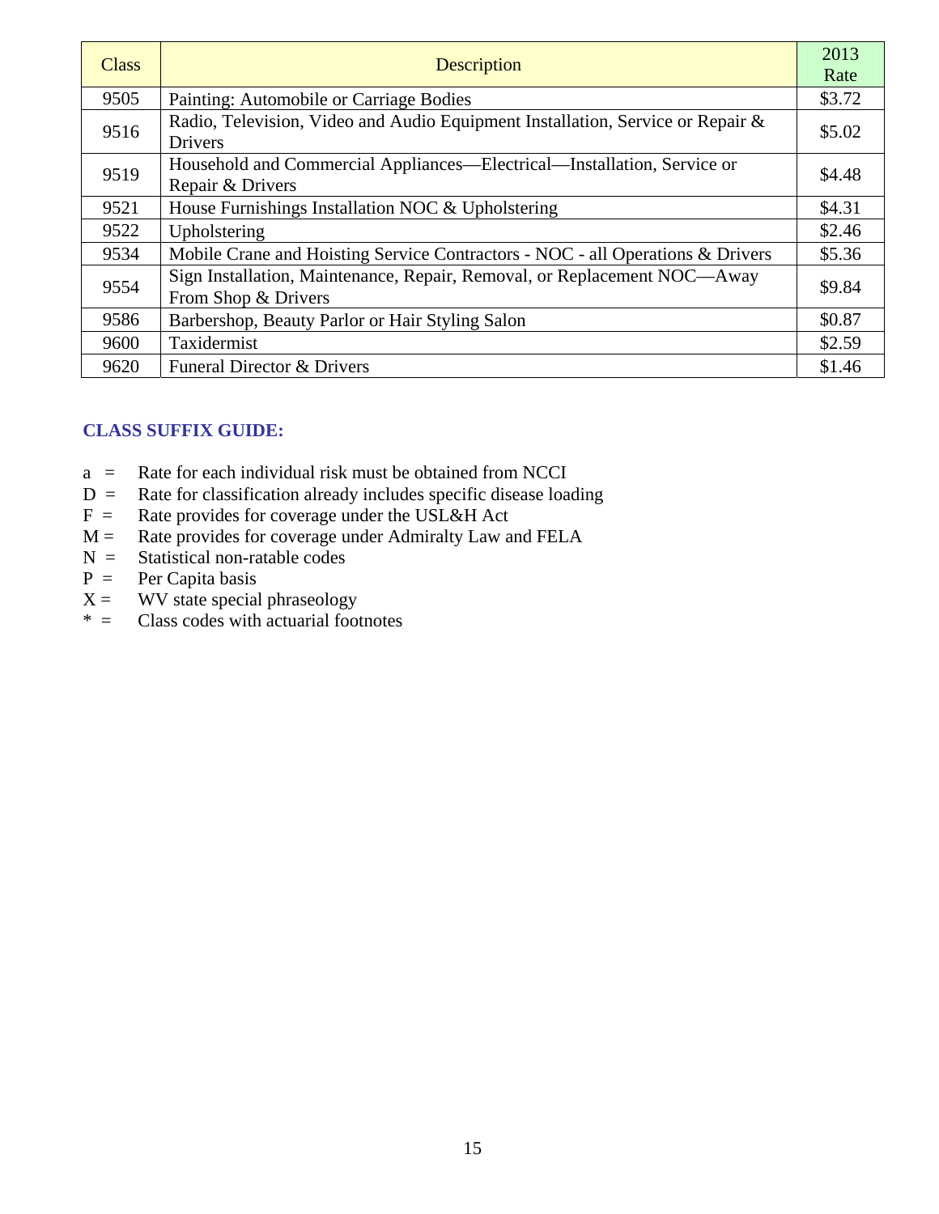| Class | Description | 2013 Rate |
|---|---|---|
| 9505 | Painting: Automobile or Carriage Bodies | $3.72 |
| 9516 | Radio, Television, Video and Audio Equipment Installation, Service or Repair & Drivers | $5.02 |
| 9519 | Household and Commercial Appliances—Electrical—Installation, Service or Repair & Drivers | $4.48 |
| 9521 | House Furnishings Installation NOC & Upholstering | $4.31 |
| 9522 | Upholstering | $2.46 |
| 9534 | Mobile Crane and Hoisting Service Contractors - NOC - all Operations & Drivers | $5.36 |
| 9554 | Sign Installation, Maintenance, Repair, Removal, or Replacement NOC—Away From Shop & Drivers | $9.84 |
| 9586 | Barbershop, Beauty Parlor or Hair Styling Salon | $0.87 |
| 9600 | Taxidermist | $2.59 |
| 9620 | Funeral Director & Drivers | $1.46 |

**CLASS SUFFIX GUIDE:**

a = Rate for each individual risk must be obtained from NCCI
D = Rate for classification already includes specific disease loading
F = Rate provides for coverage under the USL&H Act
M = Rate provides for coverage under Admiralty Law and FELA
N = Statistical non-ratable codes
P = Per Capita basis
X = WV state special phraseology
* = Class codes with actuarial footnotes